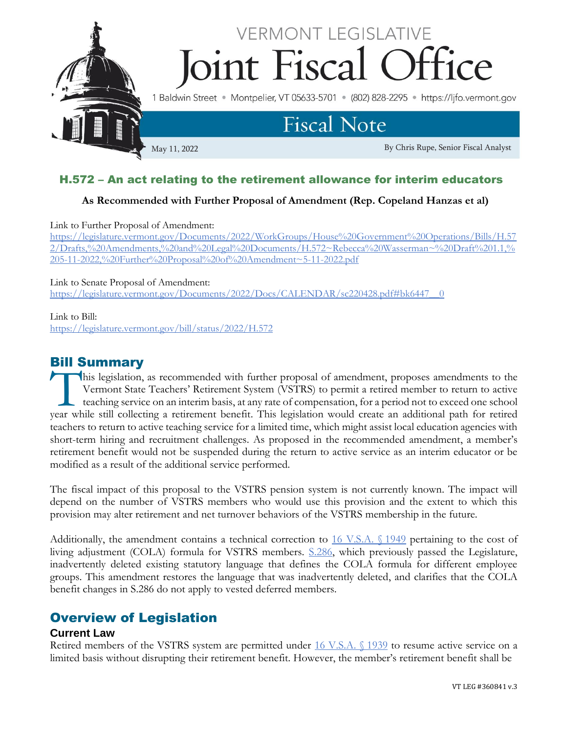# VERMONT LEGISLATIVE Joint Fiscal Office

1 Baldwin Street • Montpelier, VT 05633-5701 • (802) 828-2295 • https://ljfo.vermont.gov

## Fiscal Note

May 11, 2022

By Chris Rupe, Senior Fiscal Analyst

## H.572 – An act relating to the retirement allowance for interim educators

**As Recommended with Further Proposal of Amendment (Rep. Copeland Hanzas et al)**

Link to Further Proposal of Amendment:
[https://legislature.vermont.gov/Documents/2022/WorkGroups/House%20Government%20Operations/Bills/H.572/Drafts,%20Amendments,%20and%20Legal%20Documents/H.572~Rebecca%20Wasserman~%20Draft%201.1,%205-11-2022,%20Further%20Proposal%20of%20Amendment~5-11-2022.pdf](https://legislature.vermont.gov/Documents/2022/WorkGroups/House%20Government%20Operations/Bills/H.572/Drafts,%20Amendments,%20and%20Legal%20Documents/H.572~Rebecca%20Wasserman~%20Draft%201.1,%205-11-2022,%20Further%20Proposal%20of%20Amendment~5-11-2022.pdf)

Link to Senate Proposal of Amendment:
[https://legislature.vermont.gov/Documents/2022/Docs/CALENDAR/sc220428.pdf#bk6447__0](https://legislature.vermont.gov/Documents/2022/Docs/CALENDAR/sc220428.pdf#bk6447__0)

Link to Bill:
[https://legislature.vermont.gov/bill/status/2022/H.572](https://legislature.vermont.gov/bill/status/2022/H.572)

## Bill Summary

This legislation, as recommended with further proposal of amendment, proposes amendments to the Vermont State Teachers' Retirement System (VSTRS) to permit a retired member to return to active teaching service on an interim basis, at any rate of compensation, for a period not to exceed one school year while still collecting a retirement benefit. This legislation would create an additional path for retired teachers to return to active teaching service for a limited time, which might assist local education agencies with short-term hiring and recruitment challenges. As proposed in the recommended amendment, a member's retirement benefit would not be suspended during the return to active service as an interim educator or be modified as a result of the additional service performed.

The fiscal impact of this proposal to the VSTRS pension system is not currently known. The impact will depend on the number of VSTRS members who would use this provision and the extent to which this provision may alter retirement and net turnover behaviors of the VSTRS membership in the future.

Additionally, the amendment contains a technical correction to 16 V.S.A. § 1949 pertaining to the cost of living adjustment (COLA) formula for VSTRS members. S.286, which previously passed the Legislature, inadvertently deleted existing statutory language that defines the COLA formula for different employee groups. This amendment restores the language that was inadvertently deleted, and clarifies that the COLA benefit changes in S.286 do not apply to vested deferred members.

## Overview of Legislation

### Current Law

Retired members of the VSTRS system are permitted under 16 V.S.A. § 1939 to resume active service on a limited basis without disrupting their retirement benefit. However, the member's retirement benefit shall be

VT LEG #360841 v.3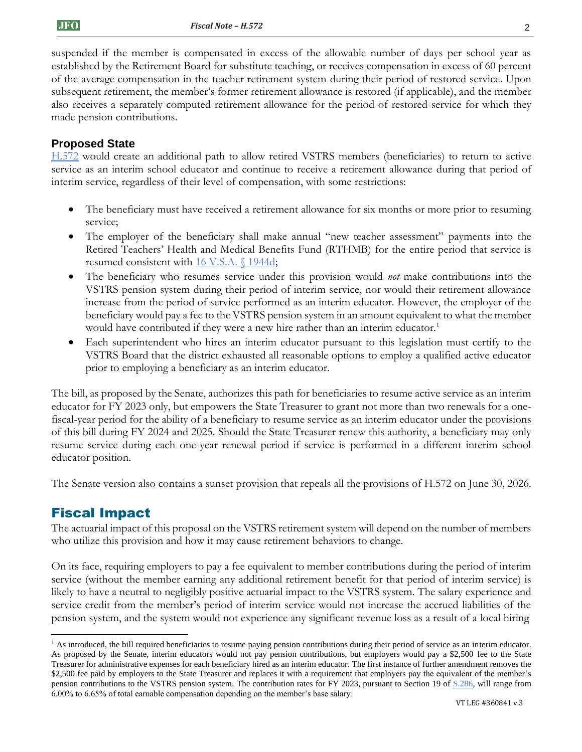suspended if the member is compensated in excess of the allowable number of days per school year as established by the Retirement Board for substitute teaching, or receives compensation in excess of 60 percent of the average compensation in the teacher retirement system during their period of restored service. Upon subsequent retirement, the member's former retirement allowance is restored (if applicable), and the member also receives a separately computed retirement allowance for the period of restored service for which they made pension contributions.

### Proposed State

[H.572](#) would create an additional path to allow retired VSTRS members (beneficiaries) to return to active service as an interim school educator and continue to receive a retirement allowance during that period of interim service, regardless of their level of compensation, with some restrictions:

- The beneficiary must have received a retirement allowance for six months or more prior to resuming service;
- The employer of the beneficiary shall make annual "new teacher assessment" payments into the Retired Teachers' Health and Medical Benefits Fund (RTHMB) for the entire period that service is resumed consistent with [16 V.S.A. § 1944d](#);
- The beneficiary who resumes service under this provision would *not* make contributions into the VSTRS pension system during their period of interim service, nor would their retirement allowance increase from the period of service performed as an interim educator. However, the employer of the beneficiary would pay a fee to the VSTRS pension system in an amount equivalent to what the member would have contributed if they were a new hire rather than an interim educator.[1]
- Each superintendent who hires an interim educator pursuant to this legislation must certify to the VSTRS Board that the district exhausted all reasonable options to employ a qualified active educator prior to employing a beneficiary as an interim educator.

The bill, as proposed by the Senate, authorizes this path for beneficiaries to resume active service as an interim educator for FY 2023 only, but empowers the State Treasurer to grant not more than two renewals for a one-fiscal-year period for the ability of a beneficiary to resume service as an interim educator under the provisions of this bill during FY 2024 and 2025. Should the State Treasurer renew this authority, a beneficiary may only resume service during each one-year renewal period if service is performed in a different interim school educator position.

The Senate version also contains a sunset provision that repeals all the provisions of H.572 on June 30, 2026.

## Fiscal Impact

The actuarial impact of this proposal on the VSTRS retirement system will depend on the number of members who utilize this provision and how it may cause retirement behaviors to change.

On its face, requiring employers to pay a fee equivalent to member contributions during the period of interim service (without the member earning any additional retirement benefit for that period of interim service) is likely to have a neutral to negligibly positive actuarial impact to the VSTRS system. The salary experience and service credit from the member's period of interim service would not increase the accrued liabilities of the pension system, and the system would not experience any significant revenue loss as a result of a local hiring

---

[1] As introduced, the bill required beneficiaries to resume paying pension contributions during their period of service as an interim educator. As proposed by the Senate, interim educators would not pay pension contributions, but employers would pay a $2,500 fee to the State Treasurer for administrative expenses for each beneficiary hired as an interim educator. The first instance of further amendment removes the $2,500 fee paid by employers to the State Treasurer and replaces it with a requirement that employers pay the equivalent of the member's pension contributions to the VSTRS pension system. The contribution rates for FY 2023, pursuant to Section 19 of [S.286](#), will range from 6.00% to 6.65% of total earnable compensation depending on the member's base salary.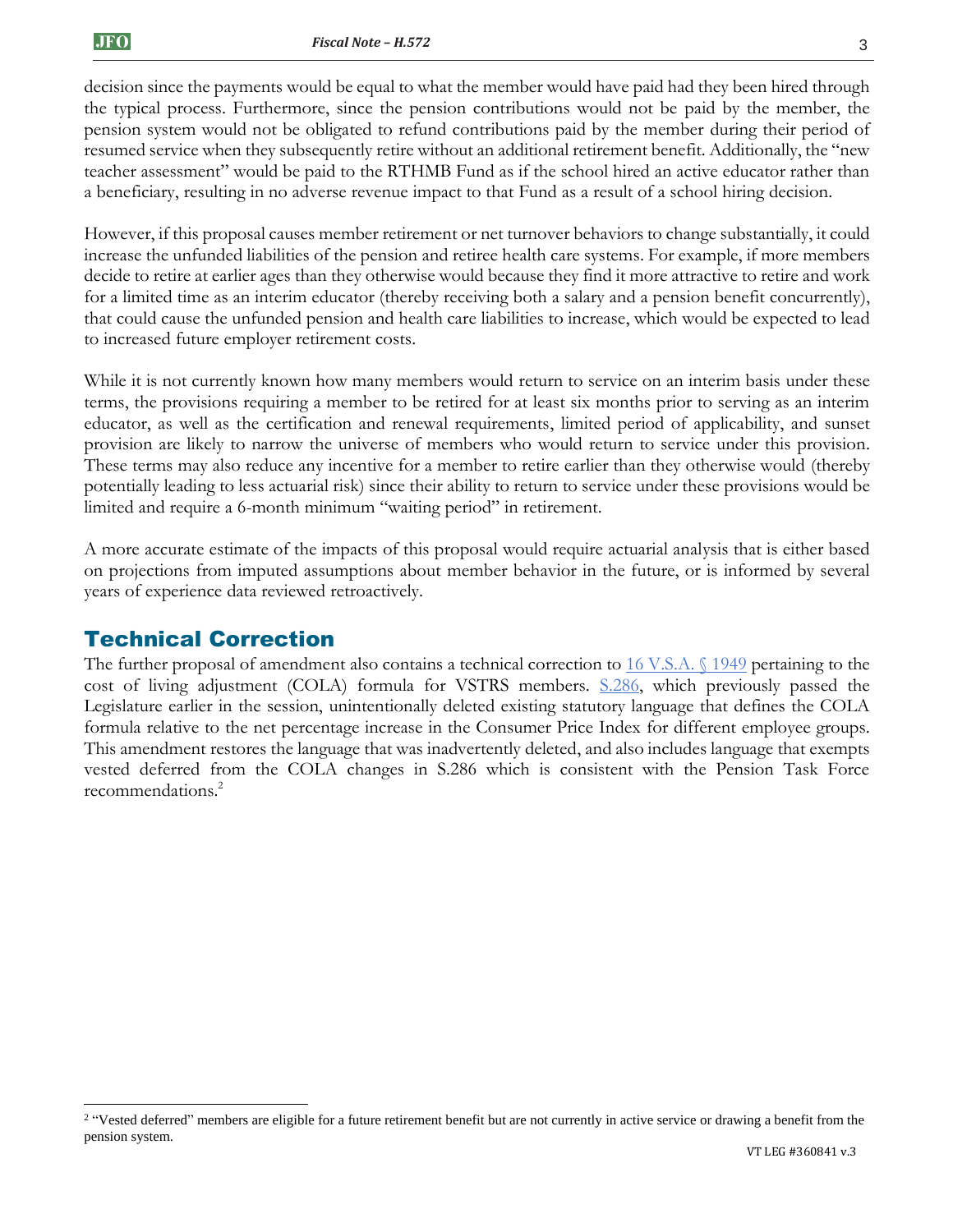decision since the payments would be equal to what the member would have paid had they been hired through the typical process. Furthermore, since the pension contributions would not be paid by the member, the pension system would not be obligated to refund contributions paid by the member during their period of resumed service when they subsequently retire without an additional retirement benefit. Additionally, the "new teacher assessment" would be paid to the RTHMB Fund as if the school hired an active educator rather than a beneficiary, resulting in no adverse revenue impact to that Fund as a result of a school hiring decision.

However, if this proposal causes member retirement or net turnover behaviors to change substantially, it could increase the unfunded liabilities of the pension and retiree health care systems. For example, if more members decide to retire at earlier ages than they otherwise would because they find it more attractive to retire and work for a limited time as an interim educator (thereby receiving both a salary and a pension benefit concurrently), that could cause the unfunded pension and health care liabilities to increase, which would be expected to lead to increased future employer retirement costs.

While it is not currently known how many members would return to service on an interim basis under these terms, the provisions requiring a member to be retired for at least six months prior to serving as an interim educator, as well as the certification and renewal requirements, limited period of applicability, and sunset provision are likely to narrow the universe of members who would return to service under this provision. These terms may also reduce any incentive for a member to retire earlier than they otherwise would (thereby potentially leading to less actuarial risk) since their ability to return to service under these provisions would be limited and require a 6-month minimum "waiting period" in retirement.

A more accurate estimate of the impacts of this proposal would require actuarial analysis that is either based on projections from imputed assumptions about member behavior in the future, or is informed by several years of experience data reviewed retroactively.

## Technical Correction

The further proposal of amendment also contains a technical correction to 16 V.S.A. § 1949 pertaining to the cost of living adjustment (COLA) formula for VSTRS members. S.286, which previously passed the Legislature earlier in the session, unintentionally deleted existing statutory language that defines the COLA formula relative to the net percentage increase in the Consumer Price Index for different employee groups. This amendment restores the language that was inadvertently deleted, and also includes language that exempts vested deferred from the COLA changes in S.286 which is consistent with the Pension Task Force recommendations.[2]

[2] "Vested deferred" members are eligible for a future retirement benefit but are not currently in active service or drawing a benefit from the pension system.

VT LEG #360841 v.3